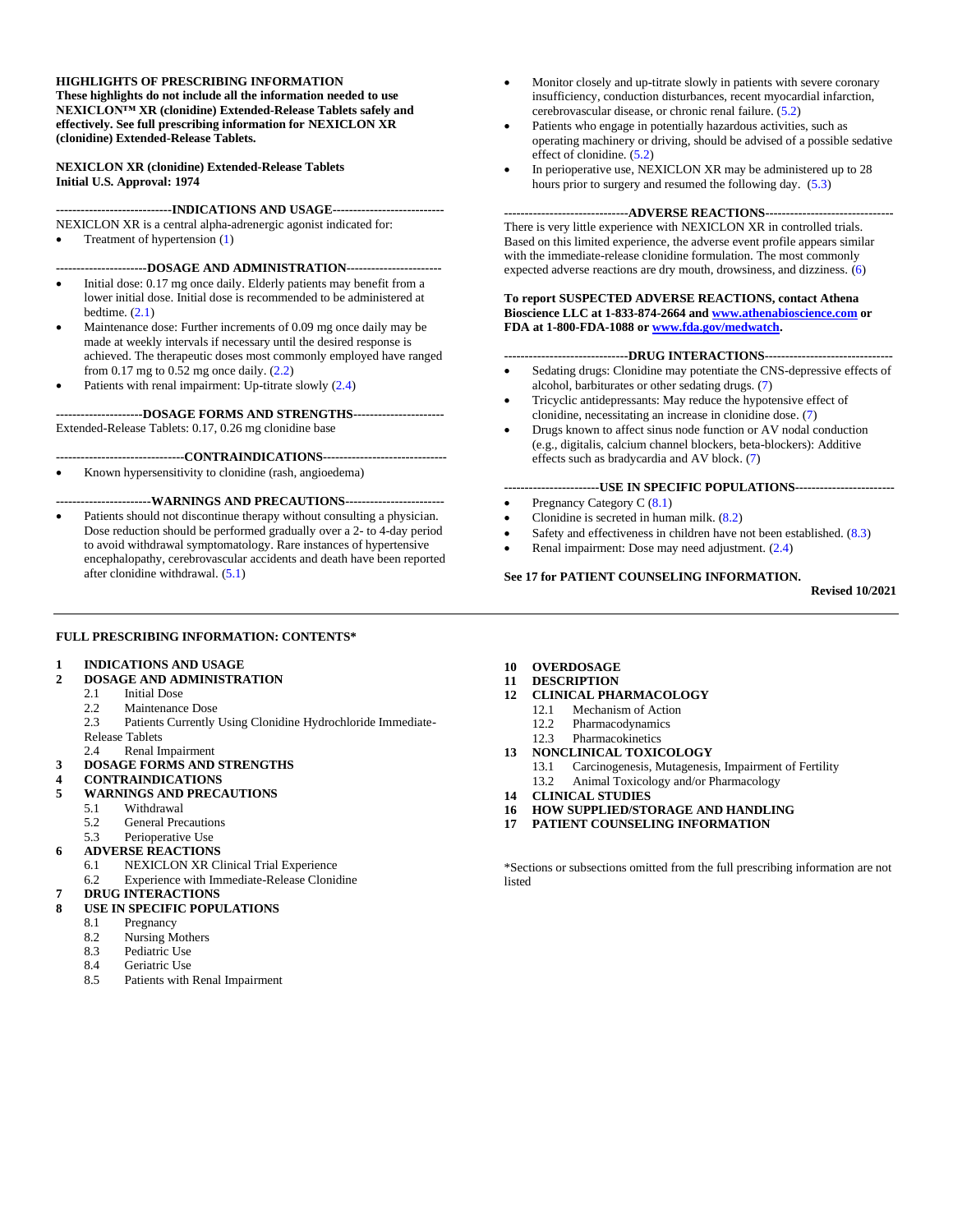**HIGHLIGHTS OF PRESCRIBING INFORMATION**
**These highlights do not include all the information needed to use NEXICLON™ XR (clonidine) Extended-Release Tablets safely and effectively. See full prescribing information for NEXICLON XR (clonidine) Extended-Release Tablets.**

**NEXICLON XR (clonidine) Extended-Release Tablets**
**Initial U.S. Approval: 1974**

**----------------------------INDICATIONS AND USAGE---------------------------**

NEXICLON XR is a central alpha-adrenergic agonist indicated for:

- Treatment of hypertension (1)

**----------------------DOSAGE AND ADMINISTRATION-----------------------**

- Initial dose: 0.17 mg once daily. Elderly patients may benefit from a lower initial dose. Initial dose is recommended to be administered at bedtime. (2.1)
- Maintenance dose: Further increments of 0.09 mg once daily may be made at weekly intervals if necessary until the desired response is achieved. The therapeutic doses most commonly employed have ranged from 0.17 mg to 0.52 mg once daily. (2.2)
- Patients with renal impairment: Up-titrate slowly (2.4)

**---------------------DOSAGE FORMS AND STRENGTHS----------------------**

Extended-Release Tablets: 0.17, 0.26 mg clonidine base

**-------------------------------CONTRAINDICATIONS------------------------------**

- Known hypersensitivity to clonidine (rash, angioedema)

**-----------------------WARNINGS AND PRECAUTIONS------------------------**

- Patients should not discontinue therapy without consulting a physician. Dose reduction should be performed gradually over a 2- to 4-day period to avoid withdrawal symptomatology. Rare instances of hypertensive encephalopathy, cerebrovascular accidents and death have been reported after clonidine withdrawal. (5.1)
- Monitor closely and up-titrate slowly in patients with severe coronary insufficiency, conduction disturbances, recent myocardial infarction, cerebrovascular disease, or chronic renal failure. (5.2)
- Patients who engage in potentially hazardous activities, such as operating machinery or driving, should be advised of a possible sedative effect of clonidine. (5.2)
- In perioperative use, NEXICLON XR may be administered up to 28 hours prior to surgery and resumed the following day. (5.3)

**------------------------------ADVERSE REACTIONS-------------------------------**

There is very little experience with NEXICLON XR in controlled trials. Based on this limited experience, the adverse event profile appears similar with the immediate-release clonidine formulation. The most commonly expected adverse reactions are dry mouth, drowsiness, and dizziness. (6)

**To report SUSPECTED ADVERSE REACTIONS, contact Athena Bioscience LLC at 1-833-874-2664 and www.athenabioscience.com or FDA at 1-800-FDA-1088 or www.fda.gov/medwatch.**

**------------------------------DRUG INTERACTIONS-------------------------------**

- Sedating drugs: Clonidine may potentiate the CNS-depressive effects of alcohol, barbiturates or other sedating drugs. (7)
- Tricyclic antidepressants: May reduce the hypotensive effect of clonidine, necessitating an increase in clonidine dose. (7)
- Drugs known to affect sinus node function or AV nodal conduction (e.g., digitalis, calcium channel blockers, beta-blockers): Additive effects such as bradycardia and AV block. (7)

**-----------------------USE IN SPECIFIC POPULATIONS------------------------**

- Pregnancy Category C (8.1)
- Clonidine is secreted in human milk. (8.2)
- Safety and effectiveness in children have not been established. (8.3)
- Renal impairment: Dose may need adjustment. (2.4)

**See 17 for PATIENT COUNSELING INFORMATION.**

**Revised 10/2021**

---

**FULL PRESCRIBING INFORMATION: CONTENTS***

**1 INDICATIONS AND USAGE**
**2 DOSAGE AND ADMINISTRATION**
  2.1 Initial Dose
  2.2 Maintenance Dose
  2.3 Patients Currently Using Clonidine Hydrochloride Immediate-Release Tablets
  2.4 Renal Impairment
**3 DOSAGE FORMS AND STRENGTHS**
**4 CONTRAINDICATIONS**
**5 WARNINGS AND PRECAUTIONS**
  5.1 Withdrawal
  5.2 General Precautions
  5.3 Perioperative Use
**6 ADVERSE REACTIONS**
  6.1 NEXICLON XR Clinical Trial Experience
  6.2 Experience with Immediate-Release Clonidine
**7 DRUG INTERACTIONS**
**8 USE IN SPECIFIC POPULATIONS**
  8.1 Pregnancy
  8.2 Nursing Mothers
  8.3 Pediatric Use
  8.4 Geriatric Use
  8.5 Patients with Renal Impairment
**10 OVERDOSAGE**
**11 DESCRIPTION**
**12 CLINICAL PHARMACOLOGY**
  12.1 Mechanism of Action
  12.2 Pharmacodynamics
  12.3 Pharmacokinetics
**13 NONCLINICAL TOXICOLOGY**
  13.1 Carcinogenesis, Mutagenesis, Impairment of Fertility
  13.2 Animal Toxicology and/or Pharmacology
**14 CLINICAL STUDIES**
**16 HOW SUPPLIED/STORAGE AND HANDLING**
**17 PATIENT COUNSELING INFORMATION**

*Sections or subsections omitted from the full prescribing information are not listed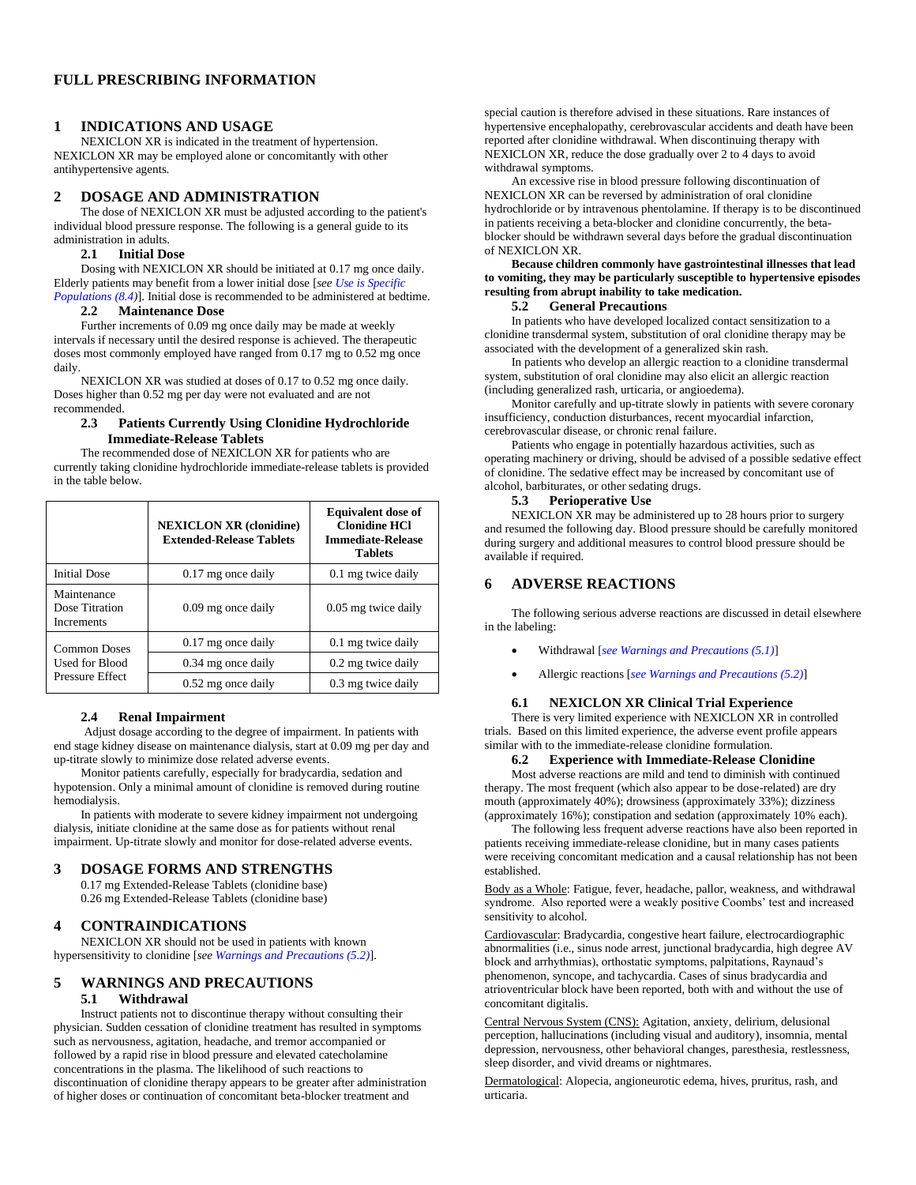# FULL PRESCRIBING INFORMATION

## 1 INDICATIONS AND USAGE

NEXICLON XR is indicated in the treatment of hypertension. NEXICLON XR may be employed alone or concomitantly with other antihypertensive agents.

## 2 DOSAGE AND ADMINISTRATION

The dose of NEXICLON XR must be adjusted according to the patient's individual blood pressure response. The following is a general guide to its administration in adults.

### 2.1 Initial Dose

Dosing with NEXICLON XR should be initiated at 0.17 mg once daily. Elderly patients may benefit from a lower initial dose [*see Use is Specific Populations (8.4)*]. Initial dose is recommended to be administered at bedtime.

### 2.2 Maintenance Dose

Further increments of 0.09 mg once daily may be made at weekly intervals if necessary until the desired response is achieved. The therapeutic doses most commonly employed have ranged from 0.17 mg to 0.52 mg once daily.

NEXICLON XR was studied at doses of 0.17 to 0.52 mg once daily. Doses higher than 0.52 mg per day were not evaluated and are not recommended.

### 2.3 Patients Currently Using Clonidine Hydrochloride Immediate-Release Tablets

The recommended dose of NEXICLON XR for patients who are currently taking clonidine hydrochloride immediate-release tablets is provided in the table below.

| | NEXICLON XR (clonidine) Extended-Release Tablets | Equivalent dose of Clonidine HCl Immediate-Release Tablets |
|---|---|---|
| Initial Dose | 0.17 mg once daily | 0.1 mg twice daily |
| Maintenance Dose Titration Increments | 0.09 mg once daily | 0.05 mg twice daily |
| Common Doses Used for Blood Pressure Effect | 0.17 mg once daily | 0.1 mg twice daily |
| | 0.34 mg once daily | 0.2 mg twice daily |
| | 0.52 mg once daily | 0.3 mg twice daily |

### 2.4 Renal Impairment

Adjust dosage according to the degree of impairment. In patients with end stage kidney disease on maintenance dialysis, start at 0.09 mg per day and up-titrate slowly to minimize dose related adverse events.

Monitor patients carefully, especially for bradycardia, sedation and hypotension. Only a minimal amount of clonidine is removed during routine hemodialysis.

In patients with moderate to severe kidney impairment not undergoing dialysis, initiate clonidine at the same dose as for patients without renal impairment. Up-titrate slowly and monitor for dose-related adverse events.

## 3 DOSAGE FORMS AND STRENGTHS

0.17 mg Extended-Release Tablets (clonidine base)
0.26 mg Extended-Release Tablets (clonidine base)

## 4 CONTRAINDICATIONS

NEXICLON XR should not be used in patients with known hypersensitivity to clonidine [*see Warnings and Precautions (5.2)*].

## 5 WARNINGS AND PRECAUTIONS

### 5.1 Withdrawal

Instruct patients not to discontinue therapy without consulting their physician. Sudden cessation of clonidine treatment has resulted in symptoms such as nervousness, agitation, headache, and tremor accompanied or followed by a rapid rise in blood pressure and elevated catecholamine concentrations in the plasma. The likelihood of such reactions to discontinuation of clonidine therapy appears to be greater after administration of higher doses or continuation of concomitant beta-blocker treatment and special caution is therefore advised in these situations. Rare instances of hypertensive encephalopathy, cerebrovascular accidents and death have been reported after clonidine withdrawal. When discontinuing therapy with NEXICLON XR, reduce the dose gradually over 2 to 4 days to avoid withdrawal symptoms.

An excessive rise in blood pressure following discontinuation of NEXICLON XR can be reversed by administration of oral clonidine hydrochloride or by intravenous phentolamine. If therapy is to be discontinued in patients receiving a beta-blocker and clonidine concurrently, the beta-blocker should be withdrawn several days before the gradual discontinuation of NEXICLON XR.

**Because children commonly have gastrointestinal illnesses that lead to vomiting, they may be particularly susceptible to hypertensive episodes resulting from abrupt inability to take medication.**

### 5.2 General Precautions

In patients who have developed localized contact sensitization to a clonidine transdermal system, substitution of oral clonidine therapy may be associated with the development of a generalized skin rash.

In patients who develop an allergic reaction to a clonidine transdermal system, substitution of oral clonidine may also elicit an allergic reaction (including generalized rash, urticaria, or angioedema).

Monitor carefully and up-titrate slowly in patients with severe coronary insufficiency, conduction disturbances, recent myocardial infarction, cerebrovascular disease, or chronic renal failure.

Patients who engage in potentially hazardous activities, such as operating machinery or driving, should be advised of a possible sedative effect of clonidine. The sedative effect may be increased by concomitant use of alcohol, barbiturates, or other sedating drugs.

### 5.3 Perioperative Use

NEXICLON XR may be administered up to 28 hours prior to surgery and resumed the following day. Blood pressure should be carefully monitored during surgery and additional measures to control blood pressure should be available if required.

## 6 ADVERSE REACTIONS

The following serious adverse reactions are discussed in detail elsewhere in the labeling:

- Withdrawal [*see Warnings and Precautions (5.1)*]
- Allergic reactions [*see Warnings and Precautions (5.2)*]

### 6.1 NEXICLON XR Clinical Trial Experience

There is very limited experience with NEXICLON XR in controlled trials. Based on this limited experience, the adverse event profile appears similar with to the immediate-release clonidine formulation.

### 6.2 Experience with Immediate-Release Clonidine

Most adverse reactions are mild and tend to diminish with continued therapy. The most frequent (which also appear to be dose-related) are dry mouth (approximately 40%); drowsiness (approximately 33%); dizziness (approximately 16%); constipation and sedation (approximately 10% each).

The following less frequent adverse reactions have also been reported in patients receiving immediate-release clonidine, but in many cases patients were receiving concomitant medication and a causal relationship has not been established.

Body as a Whole: Fatigue, fever, headache, pallor, weakness, and withdrawal syndrome. Also reported were a weakly positive Coombs' test and increased sensitivity to alcohol.

Cardiovascular: Bradycardia, congestive heart failure, electrocardiographic abnormalities (i.e., sinus node arrest, junctional bradycardia, high degree AV block and arrhythmias), orthostatic symptoms, palpitations, Raynaud's phenomenon, syncope, and tachycardia. Cases of sinus bradycardia and atrioventricular block have been reported, both with and without the use of concomitant digitalis.

Central Nervous System (CNS): Agitation, anxiety, delirium, delusional perception, hallucinations (including visual and auditory), insomnia, mental depression, nervousness, other behavioral changes, paresthesia, restlessness, sleep disorder, and vivid dreams or nightmares.

Dermatological: Alopecia, angioneurotic edema, hives, pruritus, rash, and urticaria.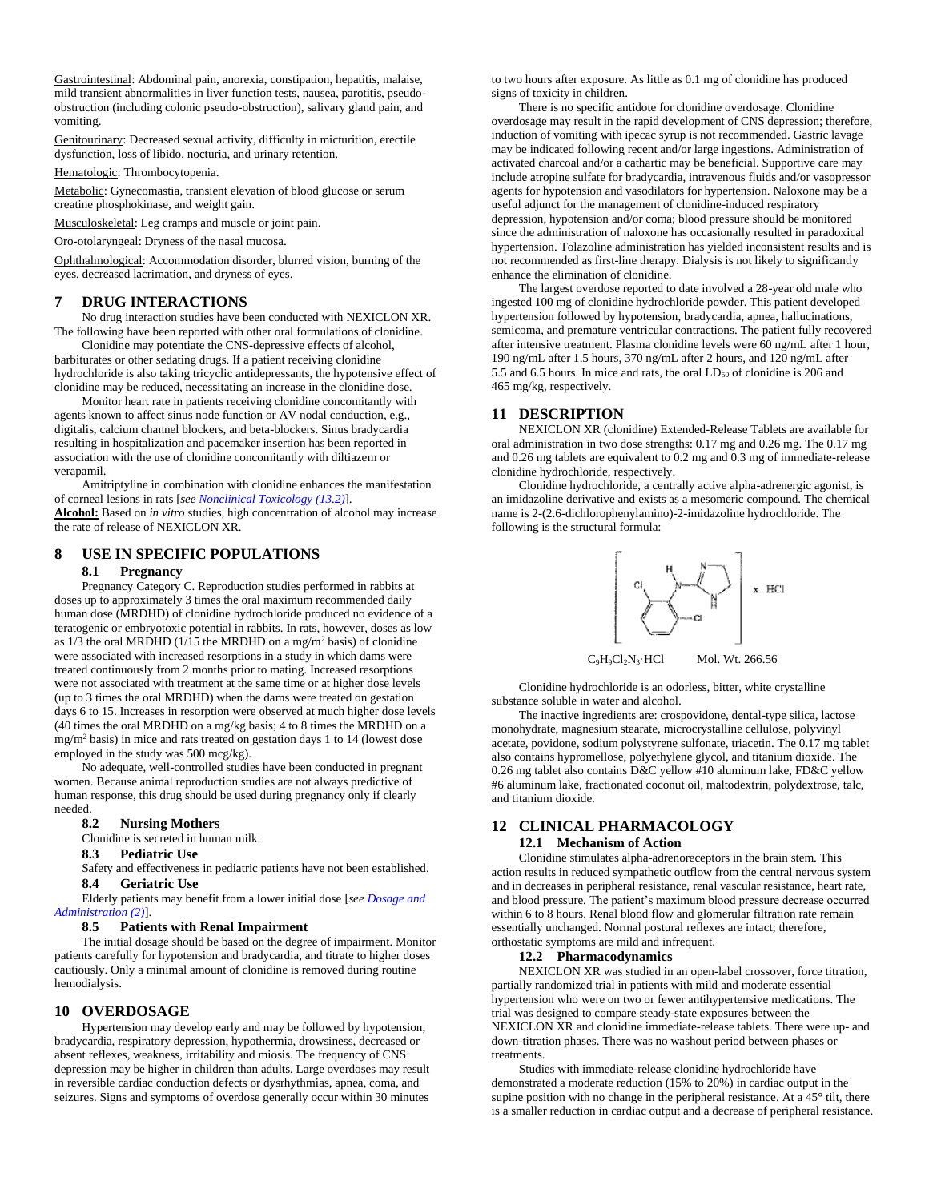Gastrointestinal: Abdominal pain, anorexia, constipation, hepatitis, malaise, mild transient abnormalities in liver function tests, nausea, parotitis, pseudo-obstruction (including colonic pseudo-obstruction), salivary gland pain, and vomiting.

Genitourinary: Decreased sexual activity, difficulty in micturition, erectile dysfunction, loss of libido, nocturia, and urinary retention.

Hematologic: Thrombocytopenia.

Metabolic: Gynecomastia, transient elevation of blood glucose or serum creatine phosphokinase, and weight gain.

Musculoskeletal: Leg cramps and muscle or joint pain.

Oro-otolaryngeal: Dryness of the nasal mucosa.

Ophthalmological: Accommodation disorder, blurred vision, burning of the eyes, decreased lacrimation, and dryness of eyes.

## 7 DRUG INTERACTIONS

No drug interaction studies have been conducted with NEXICLON XR. The following have been reported with other oral formulations of clonidine.

Clonidine may potentiate the CNS-depressive effects of alcohol, barbiturates or other sedating drugs. If a patient receiving clonidine hydrochloride is also taking tricyclic antidepressants, the hypotensive effect of clonidine may be reduced, necessitating an increase in the clonidine dose.

Monitor heart rate in patients receiving clonidine concomitantly with agents known to affect sinus node function or AV nodal conduction, e.g., digitalis, calcium channel blockers, and beta-blockers. Sinus bradycardia resulting in hospitalization and pacemaker insertion has been reported in association with the use of clonidine concomitantly with diltiazem or verapamil.

Amitriptyline in combination with clonidine enhances the manifestation of corneal lesions in rats [*see Nonclinical Toxicology (13.2)*].

**Alcohol:** Based on *in vitro* studies, high concentration of alcohol may increase the rate of release of NEXICLON XR.

## 8 USE IN SPECIFIC POPULATIONS

### 8.1 Pregnancy

Pregnancy Category C. Reproduction studies performed in rabbits at doses up to approximately 3 times the oral maximum recommended daily human dose (MRDHD) of clonidine hydrochloride produced no evidence of a teratogenic or embryotoxic potential in rabbits. In rats, however, doses as low as 1/3 the oral MRDHD (1/15 the MRDHD on a mg/m$^2$ basis) of clonidine were associated with increased resorptions in a study in which dams were treated continuously from 2 months prior to mating. Increased resorptions were not associated with treatment at the same time or at higher dose levels (up to 3 times the oral MRDHD) when the dams were treated on gestation days 6 to 15. Increases in resorption were observed at much higher dose levels (40 times the oral MRDHD on a mg/kg basis; 4 to 8 times the MRDHD on a mg/m$^2$ basis) in mice and rats treated on gestation days 1 to 14 (lowest dose employed in the study was 500 mcg/kg).

No adequate, well-controlled studies have been conducted in pregnant women. Because animal reproduction studies are not always predictive of human response, this drug should be used during pregnancy only if clearly needed.

### 8.2 Nursing Mothers

Clonidine is secreted in human milk.

### 8.3 Pediatric Use

Safety and effectiveness in pediatric patients have not been established.

### 8.4 Geriatric Use

Elderly patients may benefit from a lower initial dose [*see Dosage and Administration (2)*].

### 8.5 Patients with Renal Impairment

The initial dosage should be based on the degree of impairment. Monitor patients carefully for hypotension and bradycardia, and titrate to higher doses cautiously. Only a minimal amount of clonidine is removed during routine hemodialysis.

## 10 OVERDOSAGE

Hypertension may develop early and may be followed by hypotension, bradycardia, respiratory depression, hypothermia, drowsiness, decreased or absent reflexes, weakness, irritability and miosis. The frequency of CNS depression may be higher in children than adults. Large overdoses may result in reversible cardiac conduction defects or dysrhythmias, apnea, coma, and seizures. Signs and symptoms of overdose generally occur within 30 minutes to two hours after exposure. As little as 0.1 mg of clonidine has produced signs of toxicity in children.

There is no specific antidote for clonidine overdosage. Clonidine overdosage may result in the rapid development of CNS depression; therefore, induction of vomiting with ipecac syrup is not recommended. Gastric lavage may be indicated following recent and/or large ingestions. Administration of activated charcoal and/or a cathartic may be beneficial. Supportive care may include atropine sulfate for bradycardia, intravenous fluids and/or vasopressor agents for hypotension and vasodilators for hypertension. Naloxone may be a useful adjunct for the management of clonidine-induced respiratory depression, hypotension and/or coma; blood pressure should be monitored since the administration of naloxone has occasionally resulted in paradoxical hypertension. Tolazoline administration has yielded inconsistent results and is not recommended as first-line therapy. Dialysis is not likely to significantly enhance the elimination of clonidine.

The largest overdose reported to date involved a 28-year old male who ingested 100 mg of clonidine hydrochloride powder. This patient developed hypertension followed by hypotension, bradycardia, apnea, hallucinations, semicoma, and premature ventricular contractions. The patient fully recovered after intensive treatment. Plasma clonidine levels were 60 ng/mL after 1 hour, 190 ng/mL after 1.5 hours, 370 ng/mL after 2 hours, and 120 ng/mL after 5.5 and 6.5 hours. In mice and rats, the oral $LD_{50}$ of clonidine is 206 and 465 mg/kg, respectively.

## 11 DESCRIPTION

NEXICLON XR (clonidine) Extended-Release Tablets are available for oral administration in two dose strengths: 0.17 mg and 0.26 mg. The 0.17 mg and 0.26 mg tablets are equivalent to 0.2 mg and 0.3 mg of immediate-release clonidine hydrochloride, respectively.

Clonidine hydrochloride, a centrally active alpha-adrenergic agonist, is an imidazoline derivative and exists as a mesomeric compound. The chemical name is 2-(2.6-dichlorophenylamino)-2-imidazoline hydrochloride. The following is the structural formula:

$C_9H_9Cl_2N_3{\cdot}HCl$ Mol. Wt. 266.56

Clonidine hydrochloride is an odorless, bitter, white crystalline substance soluble in water and alcohol.

The inactive ingredients are: crospovidone, dental-type silica, lactose monohydrate, magnesium stearate, microcrystalline cellulose, polyvinyl acetate, povidone, sodium polystyrene sulfonate, triacetin. The 0.17 mg tablet also contains hypromellose, polyethylene glycol, and titanium dioxide. The 0.26 mg tablet also contains D&C yellow #10 aluminum lake, FD&C yellow #6 aluminum lake, fractionated coconut oil, maltodextrin, polydextrose, talc, and titanium dioxide.

## 12 CLINICAL PHARMACOLOGY

### 12.1 Mechanism of Action

Clonidine stimulates alpha-adrenoreceptors in the brain stem. This action results in reduced sympathetic outflow from the central nervous system and in decreases in peripheral resistance, renal vascular resistance, heart rate, and blood pressure. The patient's maximum blood pressure decrease occurred within 6 to 8 hours. Renal blood flow and glomerular filtration rate remain essentially unchanged. Normal postural reflexes are intact; therefore, orthostatic symptoms are mild and infrequent.

### 12.2 Pharmacodynamics

NEXICLON XR was studied in an open-label crossover, force titration, partially randomized trial in patients with mild and moderate essential hypertension who were on two or fewer antihypertensive medications. The trial was designed to compare steady-state exposures between the NEXICLON XR and clonidine immediate-release tablets. There were up- and down-titration phases. There was no washout period between phases or treatments.

Studies with immediate-release clonidine hydrochloride have demonstrated a moderate reduction (15% to 20%) in cardiac output in the supine position with no change in the peripheral resistance. At a 45° tilt, there is a smaller reduction in cardiac output and a decrease of peripheral resistance.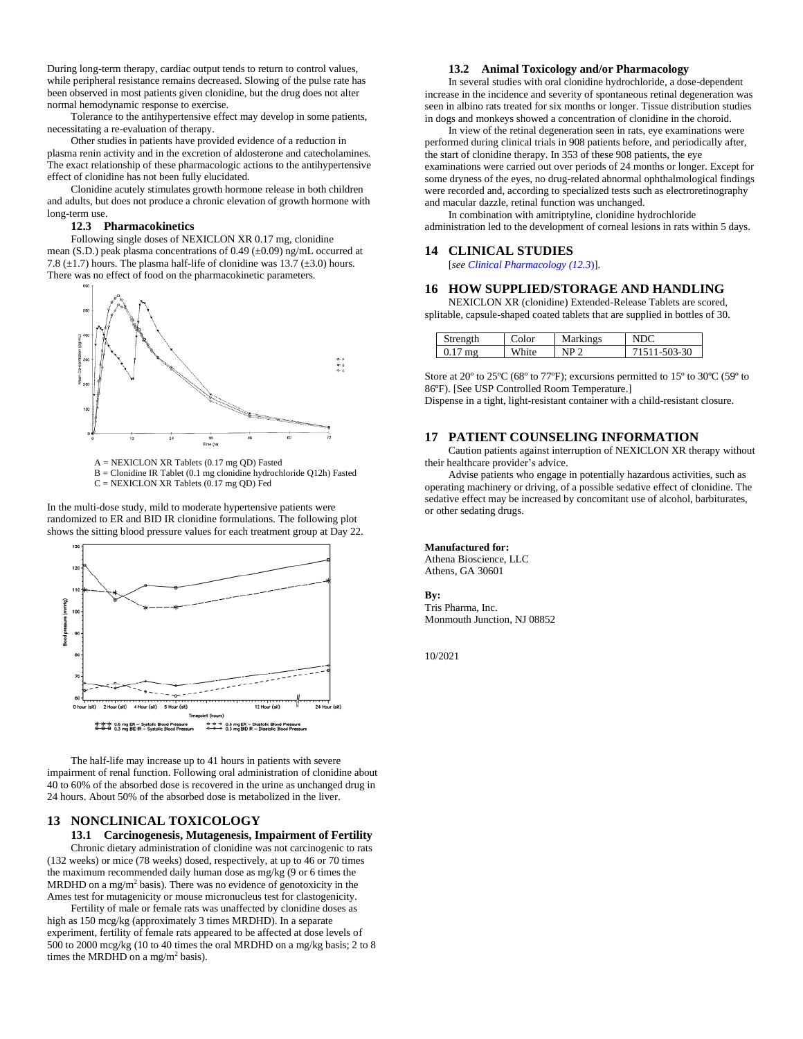During long-term therapy, cardiac output tends to return to control values, while peripheral resistance remains decreased. Slowing of the pulse rate has been observed in most patients given clonidine, but the drug does not alter normal hemodynamic response to exercise.

Tolerance to the antihypertensive effect may develop in some patients, necessitating a re-evaluation of therapy.

Other studies in patients have provided evidence of a reduction in plasma renin activity and in the excretion of aldosterone and catecholamines. The exact relationship of these pharmacologic actions to the antihypertensive effect of clonidine has not been fully elucidated.

Clonidine acutely stimulates growth hormone release in both children and adults, but does not produce a chronic elevation of growth hormone with long-term use.

### 12.3 Pharmacokinetics

Following single doses of NEXICLON XR 0.17 mg, clonidine mean (S.D.) peak plasma concentrations of 0.49 (±0.09) ng/mL occurred at 7.8 (±1.7) hours. The plasma half-life of clonidine was 13.7 (±3.0) hours. There was no effect of food on the pharmacokinetic parameters.

Mean Concentration (pg/mL)
Time (h)

A = NEXICLON XR Tablets (0.17 mg QD) Fasted
B = Clonidine IR Tablet (0.1 mg clonidine hydrochloride Q12h) Fasted
C = NEXICLON XR Tablets (0.17 mg QD) Fed

In the multi-dose study, mild to moderate hypertensive patients were randomized to ER and BID IR clonidine formulations. The following plot shows the sitting blood pressure values for each treatment group at Day 22.

Blood pressure (mmHg)
Timepoint (hours)
0 hour (sit) 2 Hour (sit) 4 Hour (sit) 6 Hour (sit) 12 Hour (sit) 24 Hour (sit)
0.6 mg ER – Systolic Blood Pressure
0.3 mg BID IR – Systolic Blood Pressure
0.6 mg ER – Diastolic Blood Pressure
0.3 mg BID IR – Diastolic Blood Pressure

The half-life may increase up to 41 hours in patients with severe impairment of renal function. Following oral administration of clonidine about 40 to 60% of the absorbed dose is recovered in the urine as unchanged drug in 24 hours. About 50% of the absorbed dose is metabolized in the liver.

## 13 NONCLINICAL TOXICOLOGY

### 13.1 Carcinogenesis, Mutagenesis, Impairment of Fertility

Chronic dietary administration of clonidine was not carcinogenic to rats (132 weeks) or mice (78 weeks) dosed, respectively, at up to 46 or 70 times the maximum recommended daily human dose as mg/kg (9 or 6 times the MRDHD on a mg/m$^2$ basis). There was no evidence of genotoxicity in the Ames test for mutagenicity or mouse micronucleus test for clastogenicity.

Fertility of male or female rats was unaffected by clonidine doses as high as 150 mcg/kg (approximately 3 times MRDHD). In a separate experiment, fertility of female rats appeared to be affected at dose levels of 500 to 2000 mcg/kg (10 to 40 times the oral MRDHD on a mg/kg basis; 2 to 8 times the MRDHD on a mg/m$^2$ basis).

### 13.2 Animal Toxicology and/or Pharmacology

In several studies with oral clonidine hydrochloride, a dose-dependent increase in the incidence and severity of spontaneous retinal degeneration was seen in albino rats treated for six months or longer. Tissue distribution studies in dogs and monkeys showed a concentration of clonidine in the choroid.

In view of the retinal degeneration seen in rats, eye examinations were performed during clinical trials in 908 patients before, and periodically after, the start of clonidine therapy. In 353 of these 908 patients, the eye examinations were carried out over periods of 24 months or longer. Except for some dryness of the eyes, no drug-related abnormal ophthalmological findings were recorded and, according to specialized tests such as electroretinography and macular dazzle, retinal function was unchanged.

In combination with amitriptyline, clonidine hydrochloride administration led to the development of corneal lesions in rats within 5 days.

## 14 CLINICAL STUDIES

[*see Clinical Pharmacology (12.3)*].

## 16 HOW SUPPLIED/STORAGE AND HANDLING

NEXICLON XR (clonidine) Extended-Release Tablets are scored, splitable, capsule-shaped coated tablets that are supplied in bottles of 30.

| Strength | Color | Markings | NDC |
|---|---|---|---|
| 0.17 mg | White | NP 2 | 71511-503-30 |

Store at 20º to 25ºC (68º to 77ºF); excursions permitted to 15º to 30ºC (59º to 86ºF). [See USP Controlled Room Temperature.]

Dispense in a tight, light-resistant container with a child-resistant closure.

## 17 PATIENT COUNSELING INFORMATION

Caution patients against interruption of NEXICLON XR therapy without their healthcare provider's advice.

Advise patients who engage in potentially hazardous activities, such as operating machinery or driving, of a possible sedative effect of clonidine. The sedative effect may be increased by concomitant use of alcohol, barbiturates, or other sedating drugs.

**Manufactured for:**
Athena Bioscience, LLC
Athens, GA 30601

**By:**
Tris Pharma, Inc.
Monmouth Junction, NJ 08852

10/2021